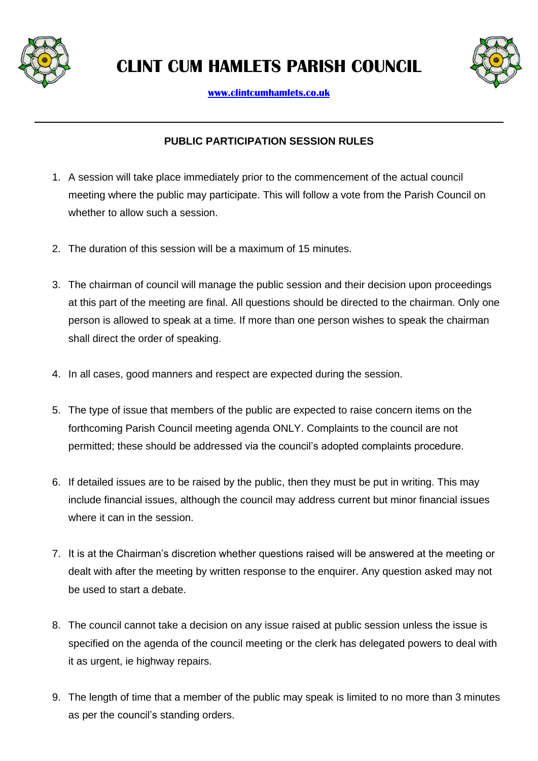# CLINT CUM HAMLETS PARISH COUNCIL

www.clintcumhamlets.co.uk

---

## PUBLIC PARTICIPATION SESSION RULES

1. A session will take place immediately prior to the commencement of the actual council meeting where the public may participate. This will follow a vote from the Parish Council on whether to allow such a session.

2. The duration of this session will be a maximum of 15 minutes.

3. The chairman of council will manage the public session and their decision upon proceedings at this part of the meeting are final. All questions should be directed to the chairman. Only one person is allowed to speak at a time. If more than one person wishes to speak the chairman shall direct the order of speaking.

4. In all cases, good manners and respect are expected during the session.

5. The type of issue that members of the public are expected to raise concern items on the forthcoming Parish Council meeting agenda ONLY. Complaints to the council are not permitted; these should be addressed via the council's adopted complaints procedure.

6. If detailed issues are to be raised by the public, then they must be put in writing. This may include financial issues, although the council may address current but minor financial issues where it can in the session.

7. It is at the Chairman's discretion whether questions raised will be answered at the meeting or dealt with after the meeting by written response to the enquirer. Any question asked may not be used to start a debate.

8. The council cannot take a decision on any issue raised at public session unless the issue is specified on the agenda of the council meeting or the clerk has delegated powers to deal with it as urgent, ie highway repairs.

9. The length of time that a member of the public may speak is limited to no more than 3 minutes as per the council's standing orders.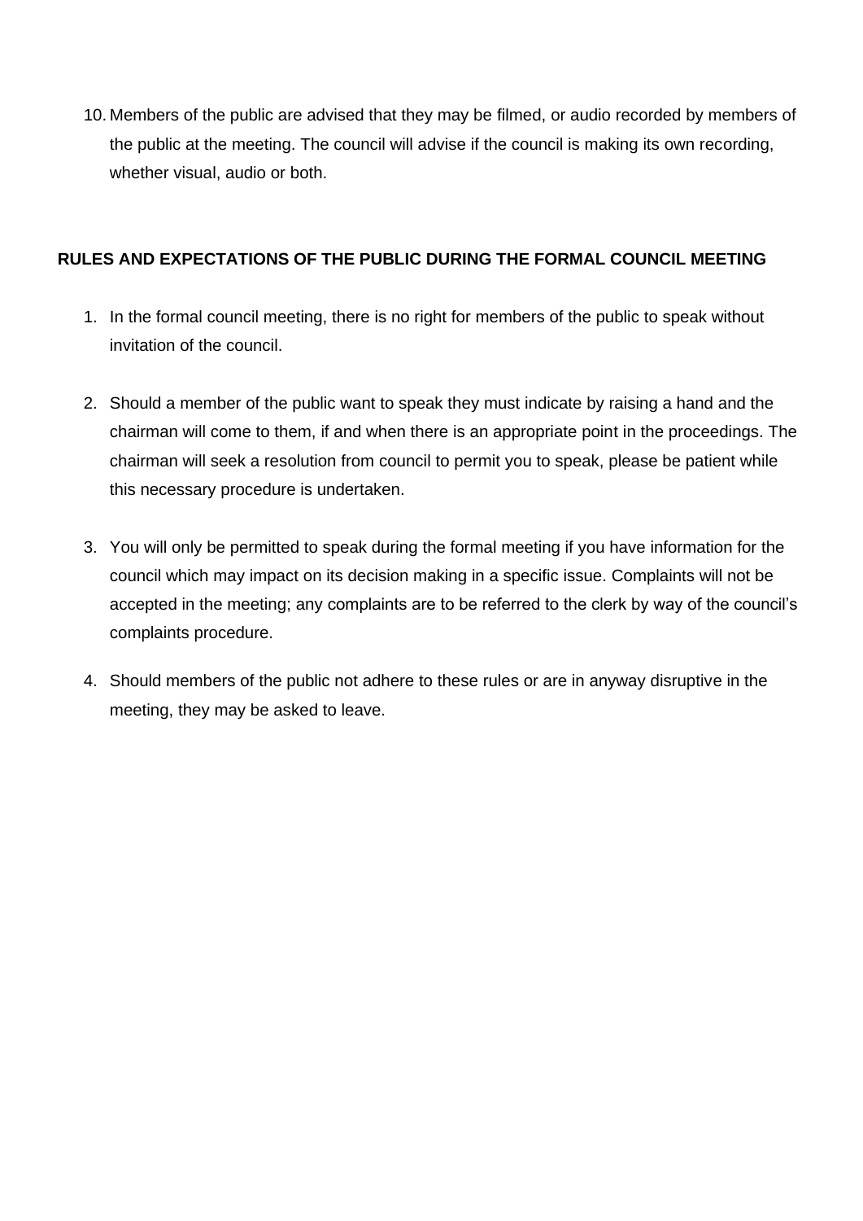10. Members of the public are advised that they may be filmed, or audio recorded by members of the public at the meeting. The council will advise if the council is making its own recording, whether visual, audio or both.

**RULES AND EXPECTATIONS OF THE PUBLIC DURING THE FORMAL COUNCIL MEETING**

1. In the formal council meeting, there is no right for members of the public to speak without invitation of the council.

2. Should a member of the public want to speak they must indicate by raising a hand and the chairman will come to them, if and when there is an appropriate point in the proceedings. The chairman will seek a resolution from council to permit you to speak, please be patient while this necessary procedure is undertaken.

3. You will only be permitted to speak during the formal meeting if you have information for the council which may impact on its decision making in a specific issue. Complaints will not be accepted in the meeting; any complaints are to be referred to the clerk by way of the council's complaints procedure.

4. Should members of the public not adhere to these rules or are in anyway disruptive in the meeting, they may be asked to leave.